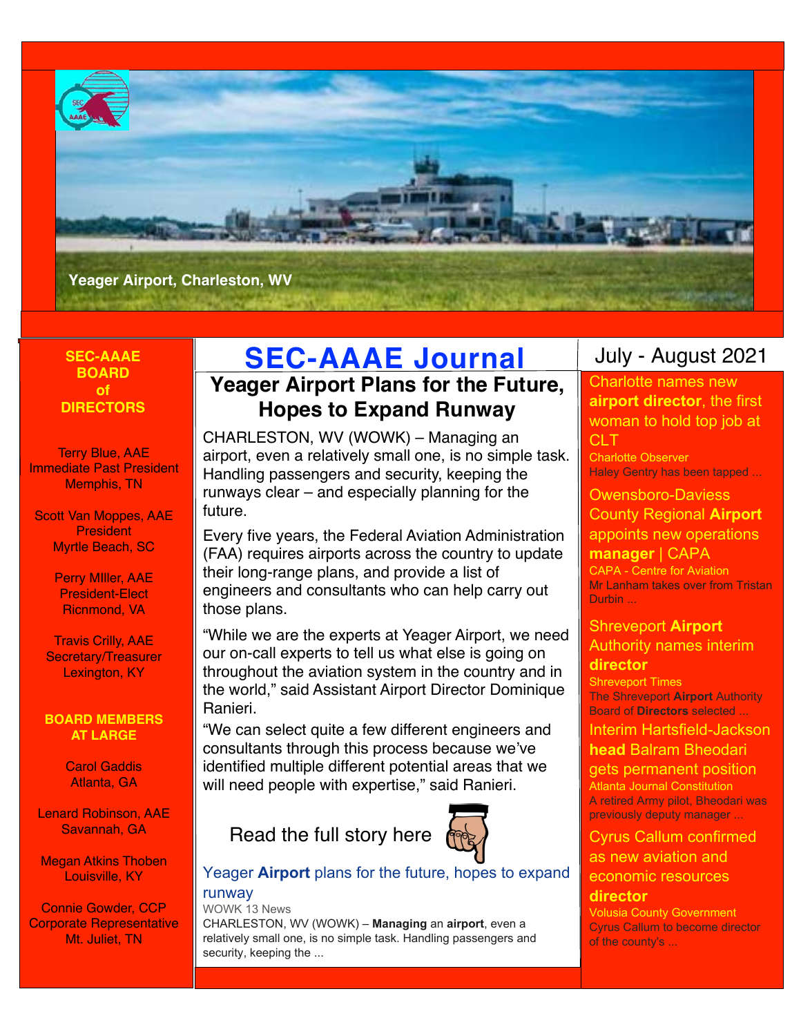Yeager Airport, Charleston, WV

# SEC-AAAE Journal

July - August 2021

## Yeager Airport Plans for the Future, Hopes to Expand Runway

CHARLESTON, WV (WOWK) – Managing an airport, even a relatively small one, is no simple task. Handling passengers and security, keeping the runways clear – and especially planning for the future.

Every five years, the Federal Aviation Administration (FAA) requires airports across the country to update their long-range plans, and provide a list of engineers and consultants who can help carry out those plans.

"While we are the experts at Yeager Airport, we need our on-call experts to tell us what else is going on throughout the aviation system in the country and in the world," said Assistant Airport Director Dominique Ranieri.

"We can select quite a few different engineers and consultants through this process because we've identified multiple different potential areas that we will need people with expertise," said Ranieri.

Read the full story here

Yeager **Airport** plans for the future, hopes to expand runway
WOWK 13 News
CHARLESTON, WV (WOWK) – **Managing** an **airport**, even a relatively small one, is no simple task. Handling passengers and security, keeping the ...

### SEC-AAAE BOARD of DIRECTORS

Terry Blue, AAE
Immediate Past President
Memphis, TN

Scott Van Moppes, AAE
President
Myrtle Beach, SC

Perry MIller, AAE
President-Elect
Ricnmond, VA

Travis Crilly, AAE
Secretary/Treasurer
Lexington, KY

### BOARD MEMBERS AT LARGE

Carol Gaddis
Atlanta, GA

Lenard Robinson, AAE
Savannah, GA

Megan Atkins Thoben
Louisville, KY

Connie Gowder, CCP
Corporate Representative
Mt. Juliet, TN

---

Charlotte names new **airport director**, the first woman to hold top job at CLT
Charlotte Observer
Haley Gentry has been tapped ...

Owensboro-Daviess County Regional **Airport** appoints new operations **manager** | CAPA
CAPA - Centre for Aviation
Mr Lanham takes over from Tristan Durbin ...

Shreveport **Airport** Authority names interim **director**
Shreveport Times
The Shreveport **Airport** Authority Board of **Directors** selected ...

Interim Hartsfield-Jackson **head** Balram Bheodari gets permanent position
Atlanta Journal Constitution
A retired Army pilot, Bheodari was previously deputy manager ...

Cyrus Callum confirmed as new aviation and economic resources **director**
Volusia County Government
Cyrus Callum to become director of the county's ...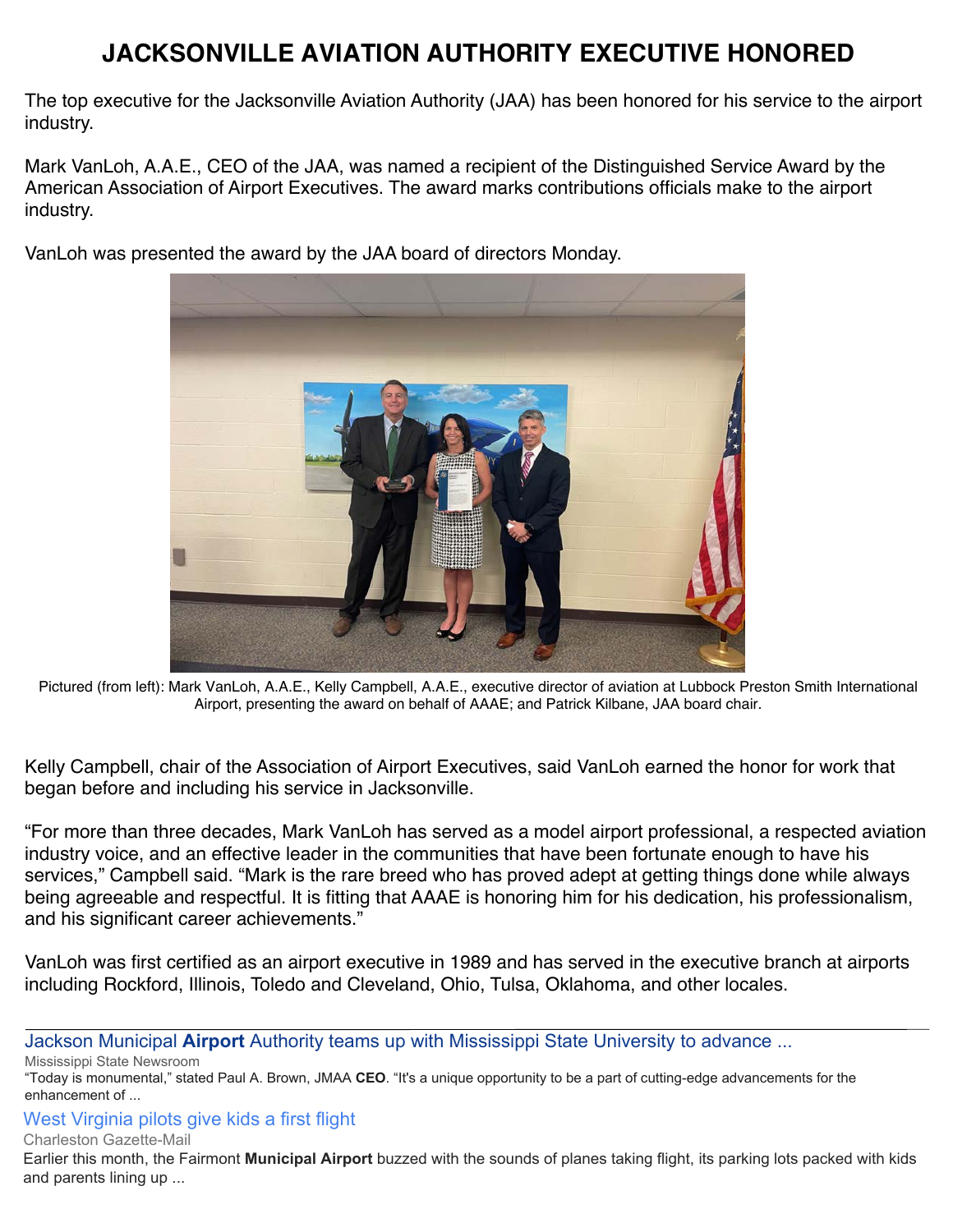# JACKSONVILLE AVIATION AUTHORITY EXECUTIVE HONORED

The top executive for the Jacksonville Aviation Authority (JAA) has been honored for his service to the airport industry.

Mark VanLoh, A.A.E., CEO of the JAA, was named a recipient of the Distinguished Service Award by the American Association of Airport Executives. The award marks contributions officials make to the airport industry.

VanLoh was presented the award by the JAA board of directors Monday.

Pictured (from left): Mark VanLoh, A.A.E., Kelly Campbell, A.A.E., executive director of aviation at Lubbock Preston Smith International Airport, presenting the award on behalf of AAAE; and Patrick Kilbane, JAA board chair.

Kelly Campbell, chair of the Association of Airport Executives, said VanLoh earned the honor for work that began before and including his service in Jacksonville.

"For more than three decades, Mark VanLoh has served as a model airport professional, a respected aviation industry voice, and an effective leader in the communities that have been fortunate enough to have his services," Campbell said. "Mark is the rare breed who has proved adept at getting things done while always being agreeable and respectful. It is fitting that AAAE is honoring him for his dedication, his professionalism, and his significant career achievements."

VanLoh was first certified as an airport executive in 1989 and has served in the executive branch at airports including Rockford, Illinois, Toledo and Cleveland, Ohio, Tulsa, Oklahoma, and other locales.

---

Jackson Municipal **Airport** Authority teams up with Mississippi State University to advance ...

Mississippi State Newsroom

"Today is monumental," stated Paul A. Brown, JMAA **CEO**. "It's a unique opportunity to be a part of cutting-edge advancements for the enhancement of ...

West Virginia pilots give kids a first flight

Charleston Gazette-Mail

Earlier this month, the Fairmont **Municipal Airport** buzzed with the sounds of planes taking flight, its parking lots packed with kids and parents lining up ...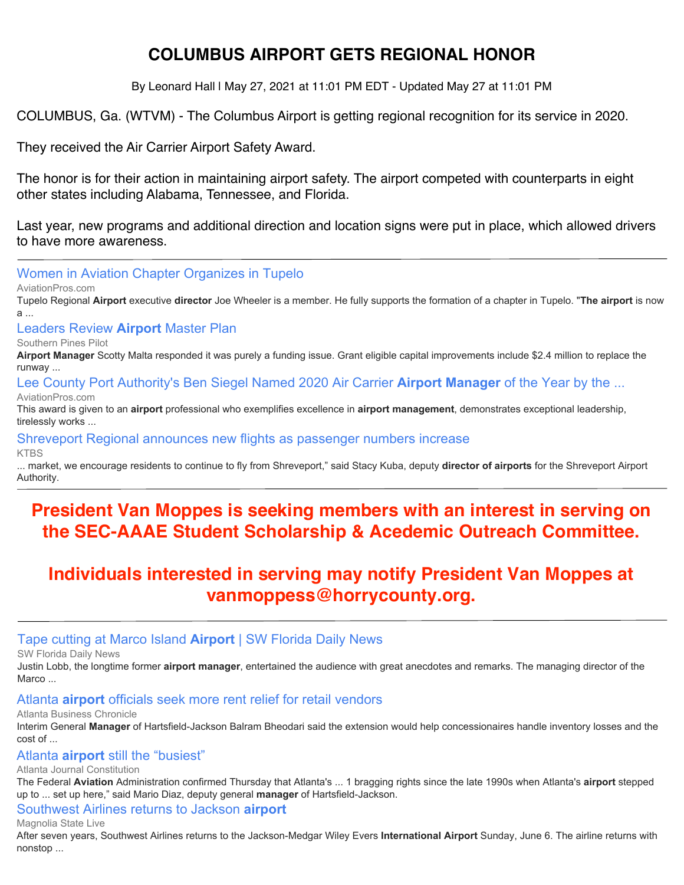# COLUMBUS AIRPORT GETS REGIONAL HONOR

By Leonard Hall | May 27, 2021 at 11:01 PM EDT - Updated May 27 at 11:01 PM

COLUMBUS, Ga. (WTVM) - The Columbus Airport is getting regional recognition for its service in 2020.

They received the Air Carrier Airport Safety Award.

The honor is for their action in maintaining airport safety. The airport competed with counterparts in eight other states including Alabama, Tennessee, and Florida.

Last year, new programs and additional direction and location signs were put in place, which allowed drivers to have more awareness.

---

Women in Aviation Chapter Organizes in Tupelo

AviationPros.com

Tupelo Regional **Airport** executive **director** Joe Wheeler is a member. He fully supports the formation of a chapter in Tupelo. "**The airport** is now a ...

Leaders Review **Airport** Master Plan

Southern Pines Pilot

**Airport Manager** Scotty Malta responded it was purely a funding issue. Grant eligible capital improvements include $2.4 million to replace the runway ...

Lee County Port Authority's Ben Siegel Named 2020 Air Carrier **Airport Manager** of the Year by the ...

AviationPros.com

This award is given to an **airport** professional who exemplifies excellence in **airport management**, demonstrates exceptional leadership, tirelessly works ...

Shreveport Regional announces new flights as passenger numbers increase

KTBS

... market, we encourage residents to continue to fly from Shreveport," said Stacy Kuba, deputy **director of airports** for the Shreveport Airport Authority.

---

**President Van Moppes is seeking members with an interest in serving on the SEC-AAAE Student Scholarship & Acedemic Outreach Committee.**

**Individuals interested in serving may notify President Van Moppes at vanmoppess@horrycounty.org.**

---

Tape cutting at Marco Island **Airport** | SW Florida Daily News

SW Florida Daily News

Justin Lobb, the longtime former **airport manager**, entertained the audience with great anecdotes and remarks. The managing director of the Marco ...

Atlanta **airport** officials seek more rent relief for retail vendors

Atlanta Business Chronicle

Interim General **Manager** of Hartsfield-Jackson Balram Bheodari said the extension would help concessionaires handle inventory losses and the cost of ...

Atlanta **airport** still the "busiest"

Atlanta Journal Constitution

The Federal **Aviation** Administration confirmed Thursday that Atlanta's ... 1 bragging rights since the late 1990s when Atlanta's **airport** stepped up to ... set up here," said Mario Diaz, deputy general **manager** of Hartsfield-Jackson.

Southwest Airlines returns to Jackson **airport**

Magnolia State Live

After seven years, Southwest Airlines returns to the Jackson-Medgar Wiley Evers **International Airport** Sunday, June 6. The airline returns with nonstop ...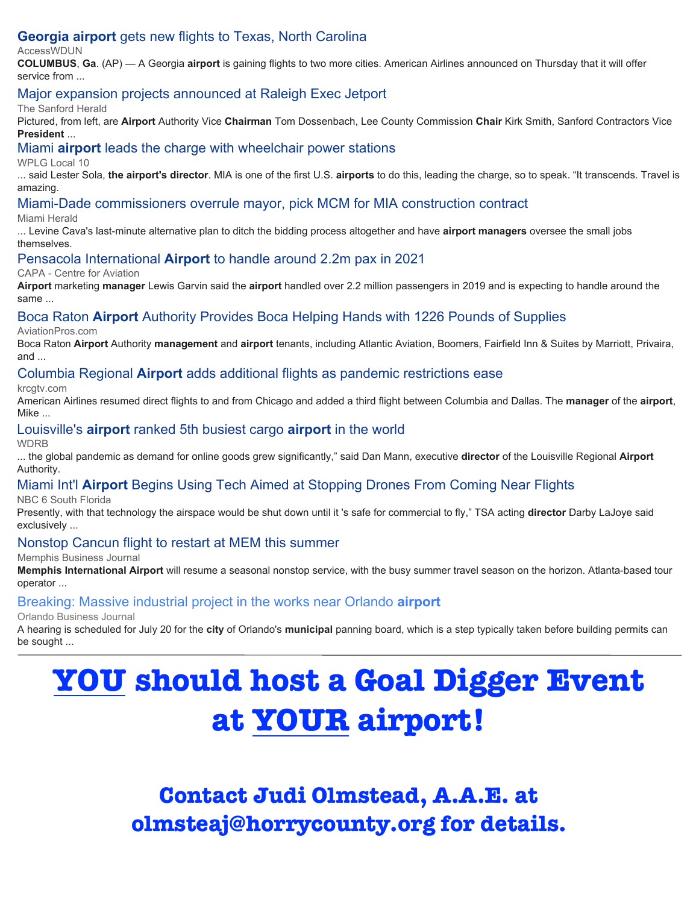### Georgia airport gets new flights to Texas, North Carolina

AccessWDUN

**COLUMBUS**, **Ga**. (AP) — A Georgia **airport** is gaining flights to two more cities. American Airlines announced on Thursday that it will offer service from ...

### Major expansion projects announced at Raleigh Exec Jetport

The Sanford Herald

Pictured, from left, are **Airport** Authority Vice **Chairman** Tom Dossenbach, Lee County Commission **Chair** Kirk Smith, Sanford Contractors Vice **President** ...

### Miami airport leads the charge with wheelchair power stations

WPLG Local 10

... said Lester Sola, **the airport's director**. MIA is one of the first U.S. **airports** to do this, leading the charge, so to speak. "It transcends. Travel is amazing.

### Miami-Dade commissioners overrule mayor, pick MCM for MIA construction contract

Miami Herald

... Levine Cava's last-minute alternative plan to ditch the bidding process altogether and have **airport managers** oversee the small jobs themselves.

### Pensacola International Airport to handle around 2.2m pax in 2021

CAPA - Centre for Aviation

**Airport** marketing **manager** Lewis Garvin said the **airport** handled over 2.2 million passengers in 2019 and is expecting to handle around the same ...

### Boca Raton Airport Authority Provides Boca Helping Hands with 1226 Pounds of Supplies

AviationPros.com

Boca Raton **Airport** Authority **management** and **airport** tenants, including Atlantic Aviation, Boomers, Fairfield Inn & Suites by Marriott, Privaira, and ...

### Columbia Regional Airport adds additional flights as pandemic restrictions ease

krcgtv.com

American Airlines resumed direct flights to and from Chicago and added a third flight between Columbia and Dallas. The **manager** of the **airport**, Mike ...

### Louisville's airport ranked 5th busiest cargo airport in the world

WDRB

... the global pandemic as demand for online goods grew significantly," said Dan Mann, executive **director** of the Louisville Regional **Airport** Authority.

### Miami Int'l Airport Begins Using Tech Aimed at Stopping Drones From Coming Near Flights

NBC 6 South Florida

Presently, with that technology the airspace would be shut down until it 's safe for commercial to fly," TSA acting **director** Darby LaJoye said exclusively ...

### Nonstop Cancun flight to restart at MEM this summer

Memphis Business Journal

**Memphis International Airport** will resume a seasonal nonstop service, with the busy summer travel season on the horizon. Atlanta-based tour operator ...

### Breaking: Massive industrial project in the works near Orlando airport

Orlando Business Journal

A hearing is scheduled for July 20 for the **city** of Orlando's **municipal** panning board, which is a step typically taken before building permits can be sought ...

---

# YOU should host a Goal Digger Event at YOUR airport!

## Contact Judi Olmstead, A.A.E. at olmsteaj@horrycounty.org for details.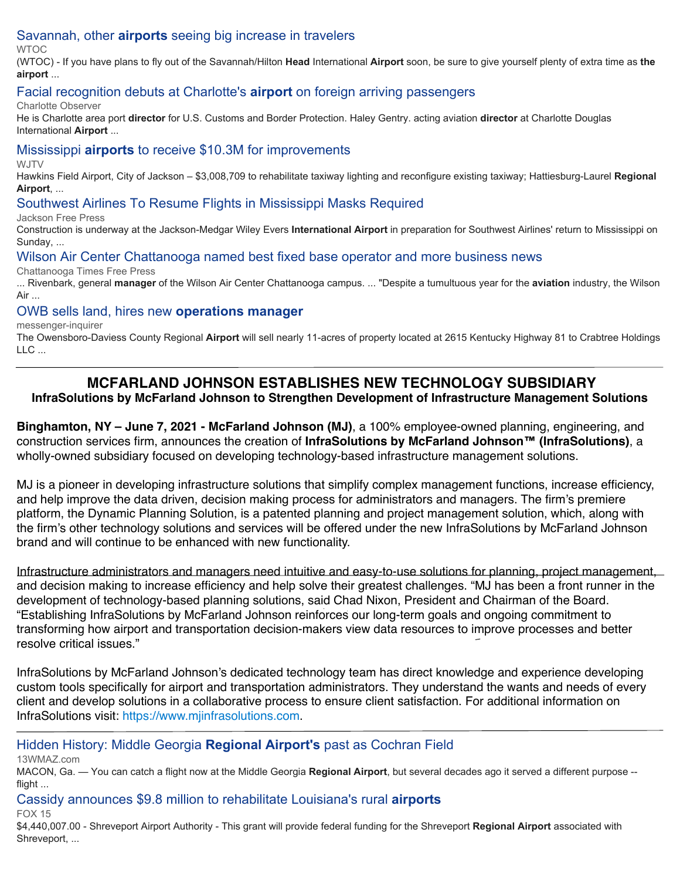[Savannah, other **airports** seeing big increase in travelers](#)
WTOC
(WTOC) - If you have plans to fly out of the Savannah/Hilton **Head** International **Airport** soon, be sure to give yourself plenty of extra time as **the airport** ...

[Facial recognition debuts at Charlotte's **airport** on foreign arriving passengers](#)
Charlotte Observer
He is Charlotte area port **director** for U.S. Customs and Border Protection. Haley Gentry. acting aviation **director** at Charlotte Douglas International **Airport** ...

[Mississippi **airports** to receive $10.3M for improvements](#)
WJTV
Hawkins Field Airport, City of Jackson – $3,008,709 to rehabilitate taxiway lighting and reconfigure existing taxiway; Hattiesburg-Laurel **Regional Airport**, ...

[Southwest Airlines To Resume Flights in Mississippi Masks Required](#)
Jackson Free Press
Construction is underway at the Jackson-Medgar Wiley Evers **International Airport** in preparation for Southwest Airlines' return to Mississippi on Sunday, ...

[Wilson Air Center Chattanooga named best fixed base operator and more business news](#)
Chattanooga Times Free Press
... Rivenbark, general **manager** of the Wilson Air Center Chattanooga campus. ... "Despite a tumultuous year for the **aviation** industry, the Wilson Air ...

[OWB sells land, hires new **operations manager**](#)
messenger-inquirer
The Owensboro-Daviess County Regional **Airport** will sell nearly 11-acres of property located at 2615 Kentucky Highway 81 to Crabtree Holdings LLC ...

---

## MCFARLAND JOHNSON ESTABLISHES NEW TECHNOLOGY SUBSIDIARY

### InfraSolutions by McFarland Johnson to Strengthen Development of Infrastructure Management Solutions

**Binghamton, NY – June 7, 2021 - McFarland Johnson (MJ)**, a 100% employee-owned planning, engineering, and construction services firm, announces the creation of **InfraSolutions by McFarland Johnson™ (InfraSolutions)**, a wholly-owned subsidiary focused on developing technology-based infrastructure management solutions.

MJ is a pioneer in developing infrastructure solutions that simplify complex management functions, increase efficiency, and help improve the data driven, decision making process for administrators and managers. The firm's premiere platform, the Dynamic Planning Solution, is a patented planning and project management solution, which, along with the firm's other technology solutions and services will be offered under the new InfraSolutions by McFarland Johnson brand and will continue to be enhanced with new functionality.

Infrastructure administrators and managers need intuitive and easy-to-use solutions for planning, project management, and decision making to increase efficiency and help solve their greatest challenges. "MJ has been a front runner in the development of technology-based planning solutions, said Chad Nixon, President and Chairman of the Board. "Establishing InfraSolutions by McFarland Johnson reinforces our long-term goals and ongoing commitment to transforming how airport and transportation decision-makers view data resources to improve processes and better resolve critical issues."

InfraSolutions by McFarland Johnson's dedicated technology team has direct knowledge and experience developing custom tools specifically for airport and transportation administrators. They understand the wants and needs of every client and develop solutions in a collaborative process to ensure client satisfaction. For additional information on InfraSolutions visit: https://www.mjinfrasolutions.com.

---

[Hidden History: Middle Georgia **Regional Airport's** past as Cochran Field](#)
13WMAZ.com
MACON, Ga. — You can catch a flight now at the Middle Georgia **Regional Airport**, but several decades ago it served a different purpose -- flight ...

[Cassidy announces $9.8 million to rehabilitate Louisiana's rural **airports**](#)
FOX 15
$4,440,007.00 - Shreveport Airport Authority - This grant will provide federal funding for the Shreveport **Regional Airport** associated with Shreveport, ...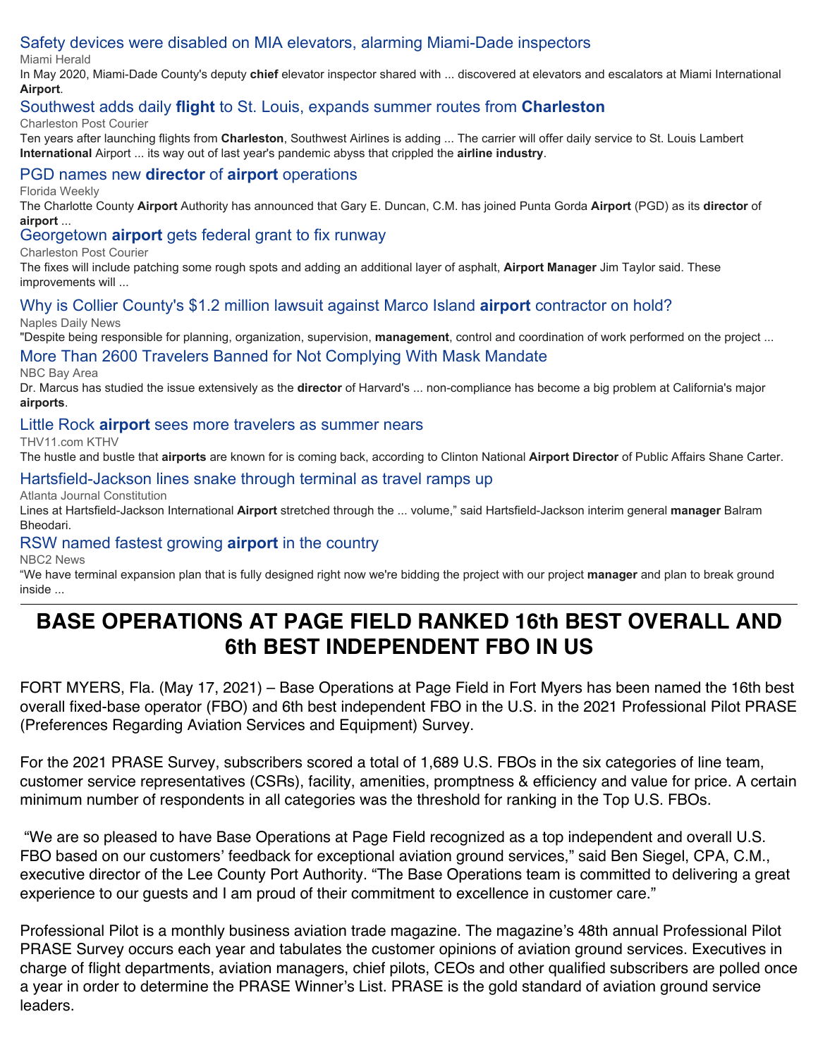Safety devices were disabled on MIA elevators, alarming Miami-Dade inspectors

Miami Herald

In May 2020, Miami-Dade County's deputy **chief** elevator inspector shared with ... discovered at elevators and escalators at Miami International **Airport**.

Southwest adds daily **flight** to St. Louis, expands summer routes from **Charleston**

Charleston Post Courier

Ten years after launching flights from **Charleston**, Southwest Airlines is adding ... The carrier will offer daily service to St. Louis Lambert **International** Airport ... its way out of last year's pandemic abyss that crippled the **airline industry**.

PGD names new **director** of **airport** operations

Florida Weekly

The Charlotte County **Airport** Authority has announced that Gary E. Duncan, C.M. has joined Punta Gorda **Airport** (PGD) as its **director** of **airport** ...

Georgetown **airport** gets federal grant to fix runway

Charleston Post Courier

The fixes will include patching some rough spots and adding an additional layer of asphalt, **Airport Manager** Jim Taylor said. These improvements will ...

Why is Collier County's $1.2 million lawsuit against Marco Island **airport** contractor on hold?

Naples Daily News

"Despite being responsible for planning, organization, supervision, **management**, control and coordination of work performed on the project ...

More Than 2600 Travelers Banned for Not Complying With Mask Mandate

NBC Bay Area

Dr. Marcus has studied the issue extensively as the **director** of Harvard's ... non-compliance has become a big problem at California's major **airports**.

Little Rock **airport** sees more travelers as summer nears

THV11.com KTHV

The hustle and bustle that **airports** are known for is coming back, according to Clinton National **Airport Director** of Public Affairs Shane Carter.

Hartsfield-Jackson lines snake through terminal as travel ramps up

Atlanta Journal Constitution

Lines at Hartsfield-Jackson International **Airport** stretched through the ... volume," said Hartsfield-Jackson interim general **manager** Balram Bheodari.

RSW named fastest growing **airport** in the country

NBC2 News

"We have terminal expansion plan that is fully designed right now we're bidding the project with our project **manager** and plan to break ground inside ...

---

# BASE OPERATIONS AT PAGE FIELD RANKED 16th BEST OVERALL AND 6th BEST INDEPENDENT FBO IN US

FORT MYERS, Fla. (May 17, 2021) – Base Operations at Page Field in Fort Myers has been named the 16th best overall fixed-base operator (FBO) and 6th best independent FBO in the U.S. in the 2021 Professional Pilot PRASE (Preferences Regarding Aviation Services and Equipment) Survey.

For the 2021 PRASE Survey, subscribers scored a total of 1,689 U.S. FBOs in the six categories of line team, customer service representatives (CSRs), facility, amenities, promptness & efficiency and value for price. A certain minimum number of respondents in all categories was the threshold for ranking in the Top U.S. FBOs.

"We are so pleased to have Base Operations at Page Field recognized as a top independent and overall U.S. FBO based on our customers' feedback for exceptional aviation ground services," said Ben Siegel, CPA, C.M., executive director of the Lee County Port Authority. "The Base Operations team is committed to delivering a great experience to our guests and I am proud of their commitment to excellence in customer care."

Professional Pilot is a monthly business aviation trade magazine. The magazine's 48th annual Professional Pilot PRASE Survey occurs each year and tabulates the customer opinions of aviation ground services. Executives in charge of flight departments, aviation managers, chief pilots, CEOs and other qualified subscribers are polled once a year in order to determine the PRASE Winner's List. PRASE is the gold standard of aviation ground service leaders.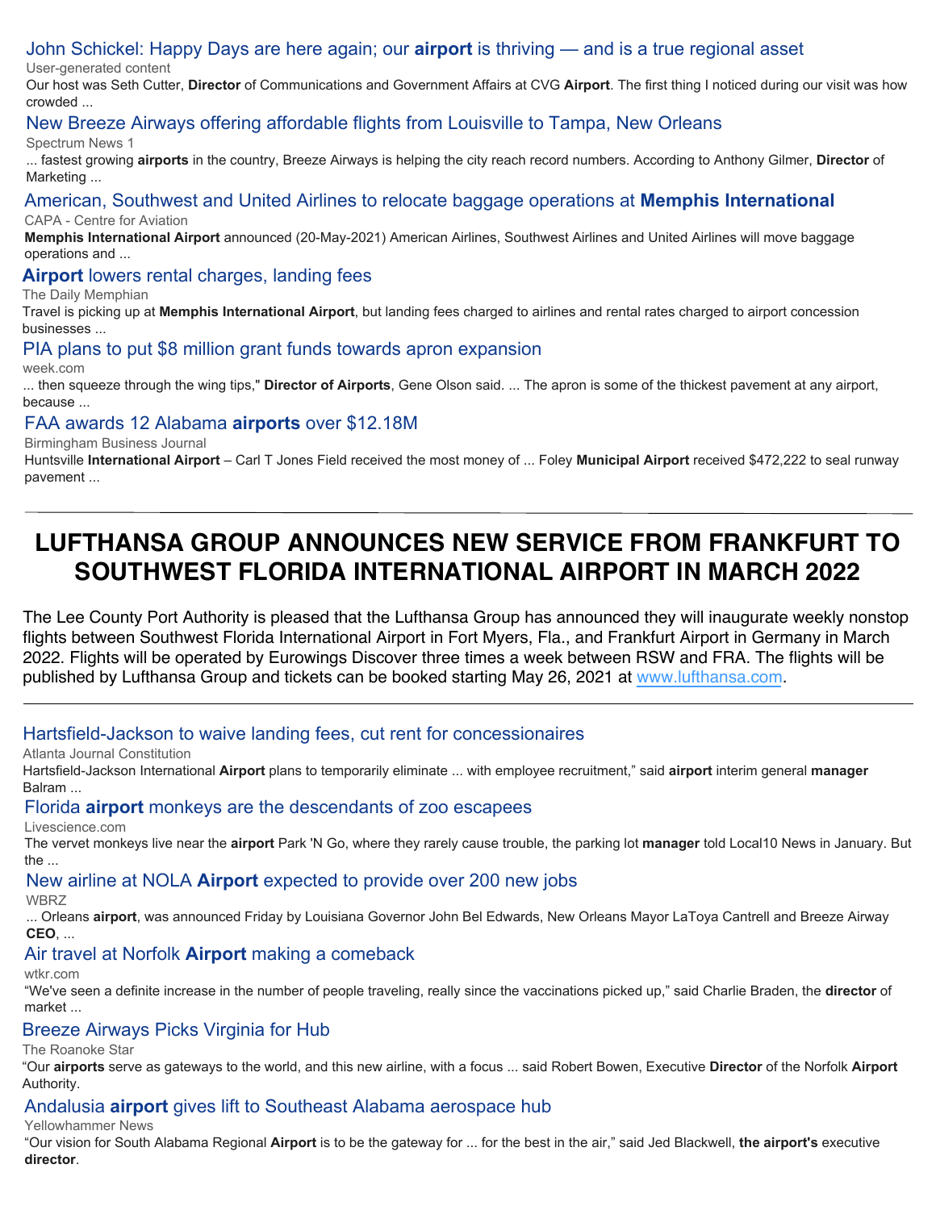### John Schickel: Happy Days are here again; our **airport** is thriving — and is a true regional asset

User-generated content

Our host was Seth Cutter, **Director** of Communications and Government Affairs at CVG **Airport**. The first thing I noticed during our visit was how crowded ...

### New Breeze Airways offering affordable flights from Louisville to Tampa, New Orleans

Spectrum News 1

... fastest growing **airports** in the country, Breeze Airways is helping the city reach record numbers. According to Anthony Gilmer, **Director** of Marketing ...

### American, Southwest and United Airlines to relocate baggage operations at **Memphis International**

CAPA - Centre for Aviation

**Memphis International Airport** announced (20-May-2021) American Airlines, Southwest Airlines and United Airlines will move baggage operations and ...

### **Airport** lowers rental charges, landing fees

The Daily Memphian

Travel is picking up at **Memphis International Airport**, but landing fees charged to airlines and rental rates charged to airport concession businesses ...

### PIA plans to put $8 million grant funds towards apron expansion

week.com

... then squeeze through the wing tips," **Director of Airports**, Gene Olson said. ... The apron is some of the thickest pavement at any airport, because ...

### FAA awards 12 Alabama **airports** over $12.18M

Birmingham Business Journal

Huntsville **International Airport** – Carl T Jones Field received the most money of ... Foley **Municipal Airport** received $472,222 to seal runway pavement ...

---

# LUFTHANSA GROUP ANNOUNCES NEW SERVICE FROM FRANKFURT TO SOUTHWEST FLORIDA INTERNATIONAL AIRPORT IN MARCH 2022

The Lee County Port Authority is pleased that the Lufthansa Group has announced they will inaugurate weekly nonstop flights between Southwest Florida International Airport in Fort Myers, Fla., and Frankfurt Airport in Germany in March 2022. Flights will be operated by Eurowings Discover three times a week between RSW and FRA. The flights will be published by Lufthansa Group and tickets can be booked starting May 26, 2021 at www.lufthansa.com.

---

### Hartsfield-Jackson to waive landing fees, cut rent for concessionaires

Atlanta Journal Constitution

Hartsfield-Jackson International **Airport** plans to temporarily eliminate ... with employee recruitment," said **airport** interim general **manager** Balram ...

### Florida **airport** monkeys are the descendants of zoo escapees

Livescience.com

The vervet monkeys live near the **airport** Park 'N Go, where they rarely cause trouble, the parking lot **manager** told Local10 News in January. But the ...

### New airline at NOLA **Airport** expected to provide over 200 new jobs

WBRZ

... Orleans **airport**, was announced Friday by Louisiana Governor John Bel Edwards, New Orleans Mayor LaToya Cantrell and Breeze Airway **CEO**, ...

### Air travel at Norfolk **Airport** making a comeback

wtkr.com

"We've seen a definite increase in the number of people traveling, really since the vaccinations picked up," said Charlie Braden, the **director** of market ...

### Breeze Airways Picks Virginia for Hub

The Roanoke Star

"Our **airports** serve as gateways to the world, and this new airline, with a focus ... said Robert Bowen, Executive **Director** of the Norfolk **Airport** Authority.

### Andalusia **airport** gives lift to Southeast Alabama aerospace hub

Yellowhammer News

"Our vision for South Alabama Regional **Airport** is to be the gateway for ... for the best in the air," said Jed Blackwell, **the airport's** executive **director**.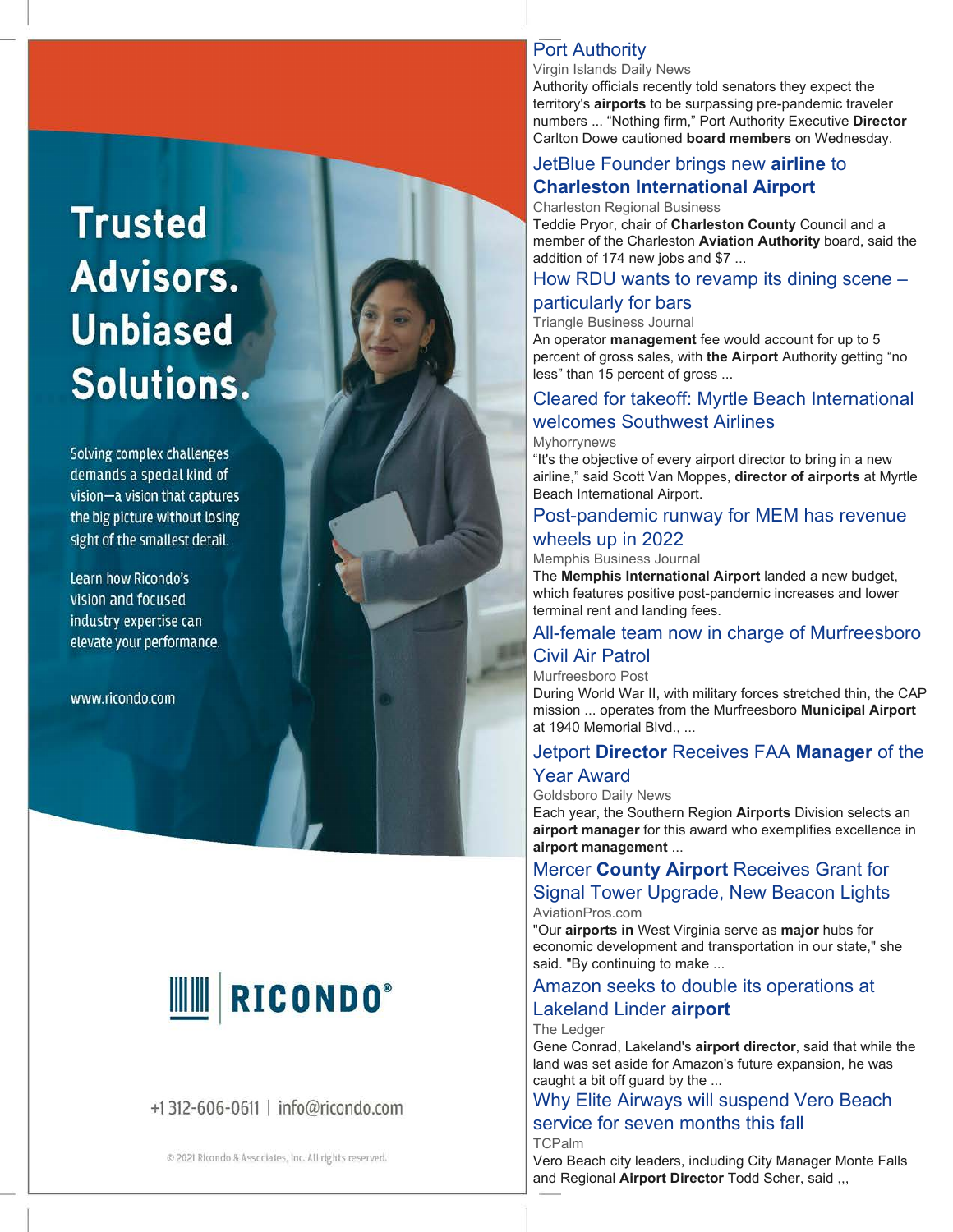Trusted Advisors. Unbiased Solutions.

Solving complex challenges demands a special kind of vision—a vision that captures the big picture without losing sight of the smallest detail.

Learn how Ricondo's vision and focused industry expertise can elevate your performance.

www.ricondo.com

RICONDO®

+1 312-606-0611 | info@ricondo.com

© 2021 Ricondo & Associates, Inc. All rights reserved.

### Port Authority

Virgin Islands Daily News

Authority officials recently told senators they expect the territory's **airports** to be surpassing pre-pandemic traveler numbers ... "Nothing firm," Port Authority Executive **Director** Carlton Dowe cautioned **board members** on Wednesday.

### JetBlue Founder brings new **airline** to **Charleston International Airport**

Charleston Regional Business

Teddie Pryor, chair of **Charleston County** Council and a member of the Charleston **Aviation Authority** board, said the addition of 174 new jobs and $7 ...

### How RDU wants to revamp its dining scene – particularly for bars

Triangle Business Journal

An operator **management** fee would account for up to 5 percent of gross sales, with **the Airport** Authority getting "no less" than 15 percent of gross ...

### Cleared for takeoff: Myrtle Beach International welcomes Southwest Airlines

Myhorrynews

"It's the objective of every airport director to bring in a new airline," said Scott Van Moppes, **director of airports** at Myrtle Beach International Airport.

### Post-pandemic runway for MEM has revenue wheels up in 2022

Memphis Business Journal

The **Memphis International Airport** landed a new budget, which features positive post-pandemic increases and lower terminal rent and landing fees.

### All-female team now in charge of Murfreesboro Civil Air Patrol

Murfreesboro Post

During World War II, with military forces stretched thin, the CAP mission ... operates from the Murfreesboro **Municipal Airport** at 1940 Memorial Blvd., ...

### Jetport **Director** Receives FAA **Manager** of the Year Award

Goldsboro Daily News

Each year, the Southern Region **Airports** Division selects an **airport manager** for this award who exemplifies excellence in **airport management** ...

### Mercer **County Airport** Receives Grant for Signal Tower Upgrade, New Beacon Lights

AviationPros.com

"Our **airports in** West Virginia serve as **major** hubs for economic development and transportation in our state," she said. "By continuing to make ...

### Amazon seeks to double its operations at Lakeland Linder **airport**

The Ledger

Gene Conrad, Lakeland's **airport director**, said that while the land was set aside for Amazon's future expansion, he was caught a bit off guard by the ...

### Why Elite Airways will suspend Vero Beach service for seven months this fall

TCPalm

Vero Beach city leaders, including City Manager Monte Falls and Regional **Airport Director** Todd Scher, said ,,,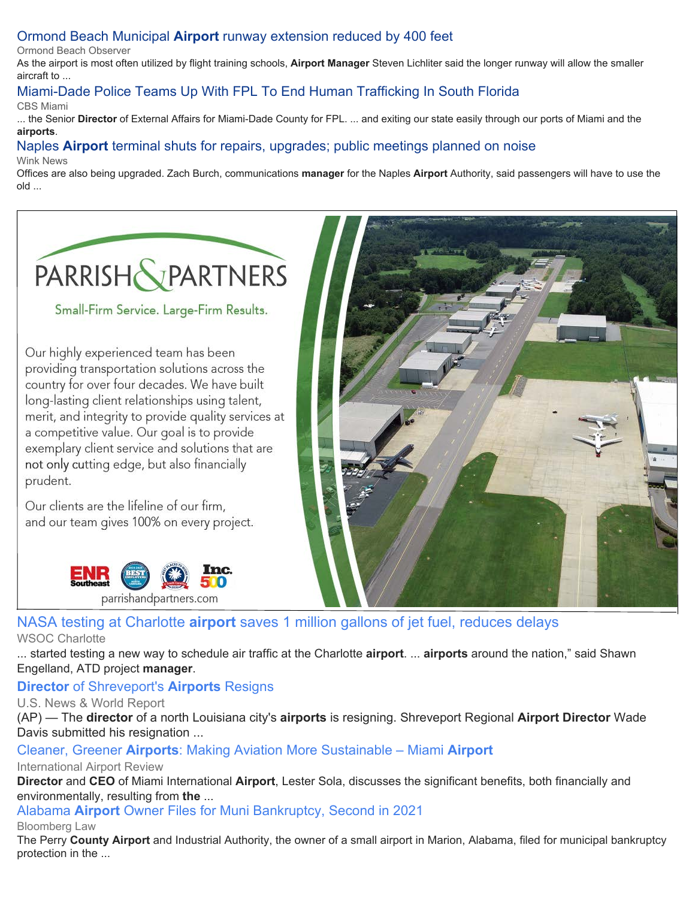[Ormond Beach Municipal **Airport** runway extension reduced by 400 feet]

Ormond Beach Observer

As the airport is most often utilized by flight training schools, **Airport Manager** Steven Lichliter said the longer runway will allow the smaller aircraft to ...

[Miami-Dade Police Teams Up With FPL To End Human Trafficking In South Florida]

CBS Miami

... the Senior **Director** of External Affairs for Miami-Dade County for FPL. ... and exiting our state easily through our ports of Miami and the **airports**.

[Naples **Airport** terminal shuts for repairs, upgrades; public meetings planned on noise]

Wink News

Offices are also being upgraded. Zach Burch, communications **manager** for the Naples **Airport** Authority, said passengers will have to use the old ...

PARRISH & PARTNERS

Small-Firm Service. Large-Firm Results.

Our highly experienced team has been providing transportation solutions across the country for over four decades. We have built long-lasting client relationships using talent, merit, and integrity to provide quality services at a competitive value. Our goal is to provide exemplary client service and solutions that are not only cutting edge, but also financially prudent.

Our clients are the lifeline of our firm, and our team gives 100% on every project.

parrishandpartners.com

[NASA testing at Charlotte **airport** saves 1 million gallons of jet fuel, reduces delays]

WSOC Charlotte

... started testing a new way to schedule air traffic at the Charlotte **airport**. ... **airports** around the nation," said Shawn Engelland, ATD project **manager**.

[**Director** of Shreveport's **Airports** Resigns]

U.S. News & World Report

(AP) — The **director** of a north Louisiana city's **airports** is resigning. Shreveport Regional **Airport Director** Wade Davis submitted his resignation ...

[Cleaner, Greener **Airports**: Making Aviation More Sustainable – Miami **Airport**]

International Airport Review

**Director** and **CEO** of Miami International **Airport**, Lester Sola, discusses the significant benefits, both financially and environmentally, resulting from **the** ...

[Alabama **Airport** Owner Files for Muni Bankruptcy, Second in 2021]

Bloomberg Law

The Perry **County Airport** and Industrial Authority, the owner of a small airport in Marion, Alabama, filed for municipal bankruptcy protection in the ...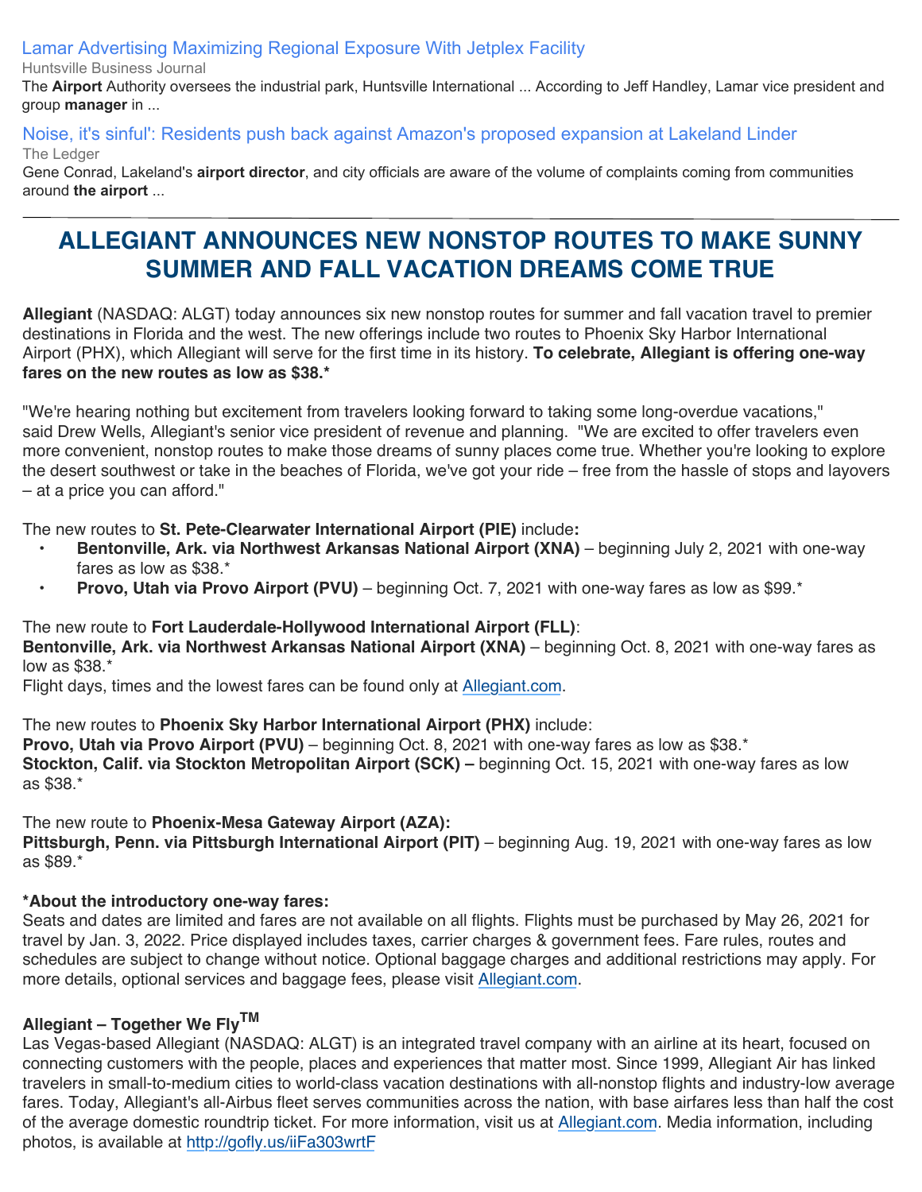[Lamar Advertising Maximizing Regional Exposure With Jetplex Facility](#)

Huntsville Business Journal

The **Airport** Authority oversees the industrial park, Huntsville International ... According to Jeff Handley, Lamar vice president and group **manager** in ...

[Noise, it's sinful': Residents push back against Amazon's proposed expansion at Lakeland Linder](#)

The Ledger

Gene Conrad, Lakeland's **airport director**, and city officials are aware of the volume of complaints coming from communities around **the airport** ...

---

# ALLEGIANT ANNOUNCES NEW NONSTOP ROUTES TO MAKE SUNNY SUMMER AND FALL VACATION DREAMS COME TRUE

**Allegiant** (NASDAQ: ALGT) today announces six new nonstop routes for summer and fall vacation travel to premier destinations in Florida and the west. The new offerings include two routes to Phoenix Sky Harbor International Airport (PHX), which Allegiant will serve for the first time in its history. **To celebrate, Allegiant is offering one-way fares on the new routes as low as $38.***

"We're hearing nothing but excitement from travelers looking forward to taking some long-overdue vacations," said Drew Wells, Allegiant's senior vice president of revenue and planning. "We are excited to offer travelers even more convenient, nonstop routes to make those dreams of sunny places come true. Whether you're looking to explore the desert southwest or take in the beaches of Florida, we've got your ride – free from the hassle of stops and layovers – at a price you can afford."

The new routes to **St. Pete-Clearwater International Airport (PIE)** include**:**

- **Bentonville, Ark. via Northwest Arkansas National Airport (XNA)** – beginning July 2, 2021 with one-way fares as low as $38.*
- **Provo, Utah via Provo Airport (PVU)** – beginning Oct. 7, 2021 with one-way fares as low as $99.*

The new route to **Fort Lauderdale-Hollywood International Airport (FLL)**:
**Bentonville, Ark. via Northwest Arkansas National Airport (XNA)** – beginning Oct. 8, 2021 with one-way fares as low as $38.*
Flight days, times and the lowest fares can be found only at [Allegiant.com](#).

The new routes to **Phoenix Sky Harbor International Airport (PHX)** include:
**Provo, Utah via Provo Airport (PVU)** – beginning Oct. 8, 2021 with one-way fares as low as $38.*
**Stockton, Calif. via Stockton Metropolitan Airport (SCK) –** beginning Oct. 15, 2021 with one-way fares as low as $38.*

The new route to **Phoenix-Mesa Gateway Airport (AZA):**
**Pittsburgh, Penn. via Pittsburgh International Airport (PIT)** – beginning Aug. 19, 2021 with one-way fares as low as $89.*

**\*About the introductory one-way fares:**
Seats and dates are limited and fares are not available on all flights. Flights must be purchased by May 26, 2021 for travel by Jan. 3, 2022. Price displayed includes taxes, carrier charges & government fees. Fare rules, routes and schedules are subject to change without notice. Optional baggage charges and additional restrictions may apply. For more details, optional services and baggage fees, please visit [Allegiant.com](#).

**Allegiant – Together We Fly™**
Las Vegas-based Allegiant (NASDAQ: ALGT) is an integrated travel company with an airline at its heart, focused on connecting customers with the people, places and experiences that matter most. Since 1999, Allegiant Air has linked travelers in small-to-medium cities to world-class vacation destinations with all-nonstop flights and industry-low average fares. Today, Allegiant's all-Airbus fleet serves communities across the nation, with base airfares less than half the cost of the average domestic roundtrip ticket. For more information, visit us at [Allegiant.com](#). Media information, including photos, is available at [http://gofly.us/iiFa303wrtF](http://gofly.us/iiFa303wrtF)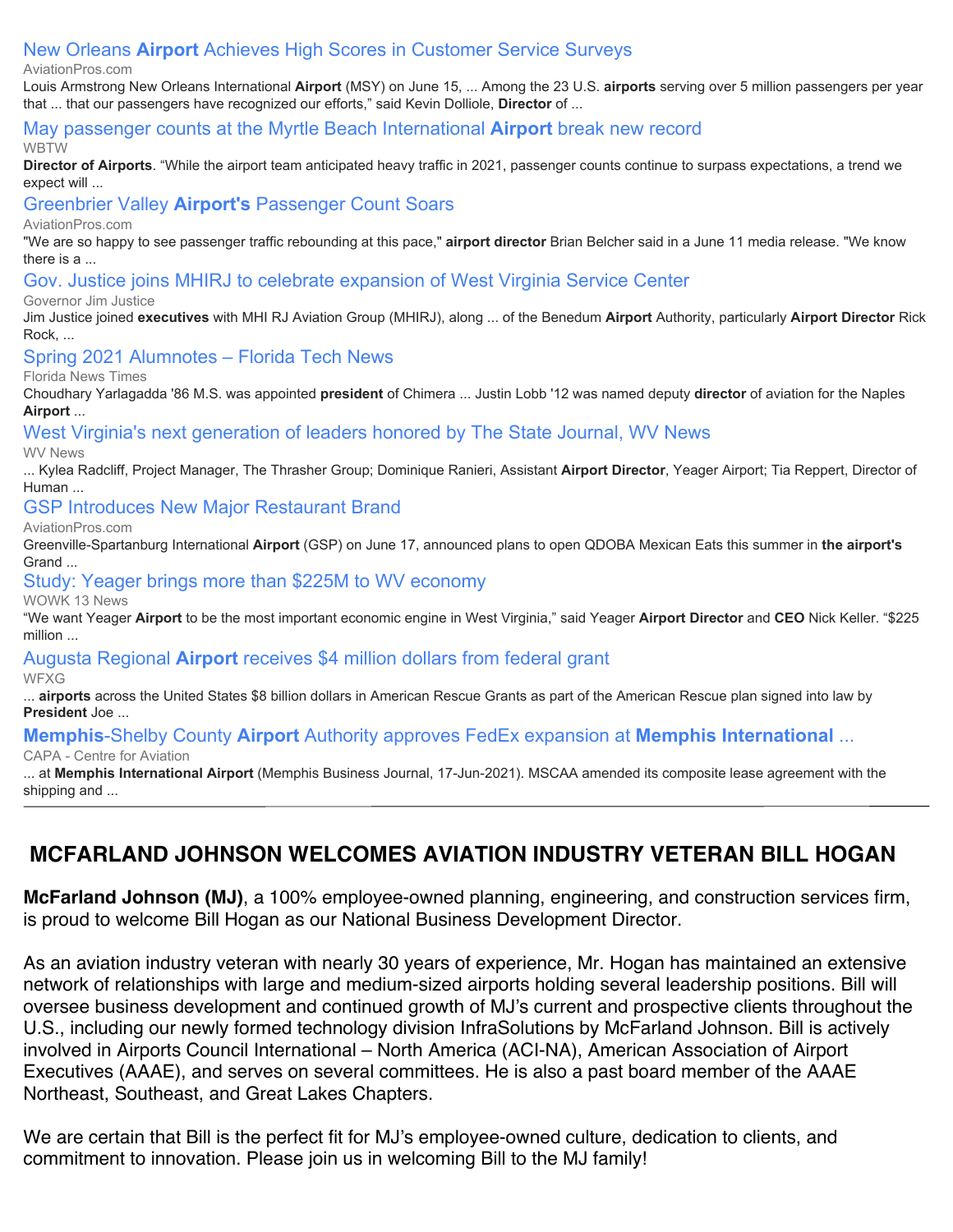New Orleans **Airport** Achieves High Scores in Customer Service Surveys
AviationPros.com
Louis Armstrong New Orleans International **Airport** (MSY) on June 15, ... Among the 23 U.S. **airports** serving over 5 million passengers per year that ... that our passengers have recognized our efforts," said Kevin Dolliole, **Director** of ...

May passenger counts at the Myrtle Beach International **Airport** break new record
WBTW
**Director of Airports**. "While the airport team anticipated heavy traffic in 2021, passenger counts continue to surpass expectations, a trend we expect will ...

Greenbrier Valley **Airport's** Passenger Count Soars
AviationPros.com
"We are so happy to see passenger traffic rebounding at this pace," **airport director** Brian Belcher said in a June 11 media release. "We know there is a ...

Gov. Justice joins MHIRJ to celebrate expansion of West Virginia Service Center
Governor Jim Justice
Jim Justice joined **executives** with MHI RJ Aviation Group (MHIRJ), along ... of the Benedum **Airport** Authority, particularly **Airport Director** Rick Rock, ...

Spring 2021 Alumnotes – Florida Tech News
Florida News Times
Choudhary Yarlagadda '86 M.S. was appointed **president** of Chimera ... Justin Lobb '12 was named deputy **director** of aviation for the Naples **Airport** ...

West Virginia's next generation of leaders honored by The State Journal, WV News
WV News
... Kylea Radcliff, Project Manager, The Thrasher Group; Dominique Ranieri, Assistant **Airport Director**, Yeager Airport; Tia Reppert, Director of Human ...

GSP Introduces New Major Restaurant Brand
AviationPros.com
Greenville-Spartanburg International **Airport** (GSP) on June 17, announced plans to open QDOBA Mexican Eats this summer in **the airport's** Grand ...

Study: Yeager brings more than $225M to WV economy
WOWK 13 News
"We want Yeager **Airport** to be the most important economic engine in West Virginia," said Yeager **Airport Director** and **CEO** Nick Keller. "$225 million ...

Augusta Regional **Airport** receives $4 million dollars from federal grant
WFXG
... **airports** across the United States $8 billion dollars in American Rescue Grants as part of the American Rescue plan signed into law by **President** Joe ...

**Memphis**-Shelby County **Airport** Authority approves FedEx expansion at **Memphis International** ...
CAPA - Centre for Aviation
... at **Memphis International Airport** (Memphis Business Journal, 17-Jun-2021). MSCAA amended its composite lease agreement with the shipping and ...

---

## MCFARLAND JOHNSON WELCOMES AVIATION INDUSTRY VETERAN BILL HOGAN

**McFarland Johnson (MJ)**, a 100% employee-owned planning, engineering, and construction services firm, is proud to welcome Bill Hogan as our National Business Development Director.

As an aviation industry veteran with nearly 30 years of experience, Mr. Hogan has maintained an extensive network of relationships with large and medium-sized airports holding several leadership positions. Bill will oversee business development and continued growth of MJ's current and prospective clients throughout the U.S., including our newly formed technology division InfraSolutions by McFarland Johnson. Bill is actively involved in Airports Council International – North America (ACI-NA), American Association of Airport Executives (AAAE), and serves on several committees. He is also a past board member of the AAAE Northeast, Southeast, and Great Lakes Chapters.

We are certain that Bill is the perfect fit for MJ's employee-owned culture, dedication to clients, and commitment to innovation. Please join us in welcoming Bill to the MJ family!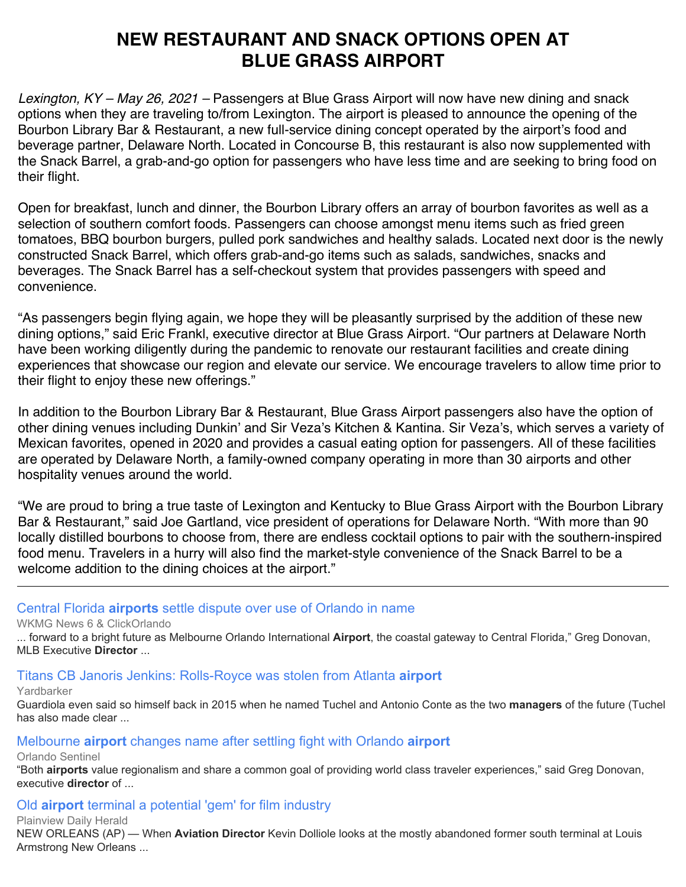# NEW RESTAURANT AND SNACK OPTIONS OPEN AT BLUE GRASS AIRPORT

*Lexington, KY – May 26, 2021 –* Passengers at Blue Grass Airport will now have new dining and snack options when they are traveling to/from Lexington. The airport is pleased to announce the opening of the Bourbon Library Bar & Restaurant, a new full-service dining concept operated by the airport's food and beverage partner, Delaware North. Located in Concourse B, this restaurant is also now supplemented with the Snack Barrel, a grab-and-go option for passengers who have less time and are seeking to bring food on their flight.

Open for breakfast, lunch and dinner, the Bourbon Library offers an array of bourbon favorites as well as a selection of southern comfort foods. Passengers can choose amongst menu items such as fried green tomatoes, BBQ bourbon burgers, pulled pork sandwiches and healthy salads. Located next door is the newly constructed Snack Barrel, which offers grab-and-go items such as salads, sandwiches, snacks and beverages. The Snack Barrel has a self-checkout system that provides passengers with speed and convenience.

"As passengers begin flying again, we hope they will be pleasantly surprised by the addition of these new dining options," said Eric Frankl, executive director at Blue Grass Airport. "Our partners at Delaware North have been working diligently during the pandemic to renovate our restaurant facilities and create dining experiences that showcase our region and elevate our service. We encourage travelers to allow time prior to their flight to enjoy these new offerings."

In addition to the Bourbon Library Bar & Restaurant, Blue Grass Airport passengers also have the option of other dining venues including Dunkin' and Sir Veza's Kitchen & Kantina. Sir Veza's, which serves a variety of Mexican favorites, opened in 2020 and provides a casual eating option for passengers. All of these facilities are operated by Delaware North, a family-owned company operating in more than 30 airports and other hospitality venues around the world.

"We are proud to bring a true taste of Lexington and Kentucky to Blue Grass Airport with the Bourbon Library Bar & Restaurant," said Joe Gartland, vice president of operations for Delaware North. "With more than 90 locally distilled bourbons to choose from, there are endless cocktail options to pair with the southern-inspired food menu. Travelers in a hurry will also find the market-style convenience of the Snack Barrel to be a welcome addition to the dining choices at the airport."

---

Central Florida **airports** settle dispute over use of Orlando in name
WKMG News 6 & ClickOrlando
... forward to a bright future as Melbourne Orlando International **Airport**, the coastal gateway to Central Florida," Greg Donovan, MLB Executive **Director** ...

Titans CB Janoris Jenkins: Rolls-Royce was stolen from Atlanta **airport**
Yardbarker
Guardiola even said so himself back in 2015 when he named Tuchel and Antonio Conte as the two **managers** of the future (Tuchel has also made clear ...

Melbourne **airport** changes name after settling fight with Orlando **airport**
Orlando Sentinel
"Both **airports** value regionalism and share a common goal of providing world class traveler experiences," said Greg Donovan, executive **director** of ...

Old **airport** terminal a potential 'gem' for film industry
Plainview Daily Herald
NEW ORLEANS (AP) — When **Aviation Director** Kevin Dolliole looks at the mostly abandoned former south terminal at Louis Armstrong New Orleans ...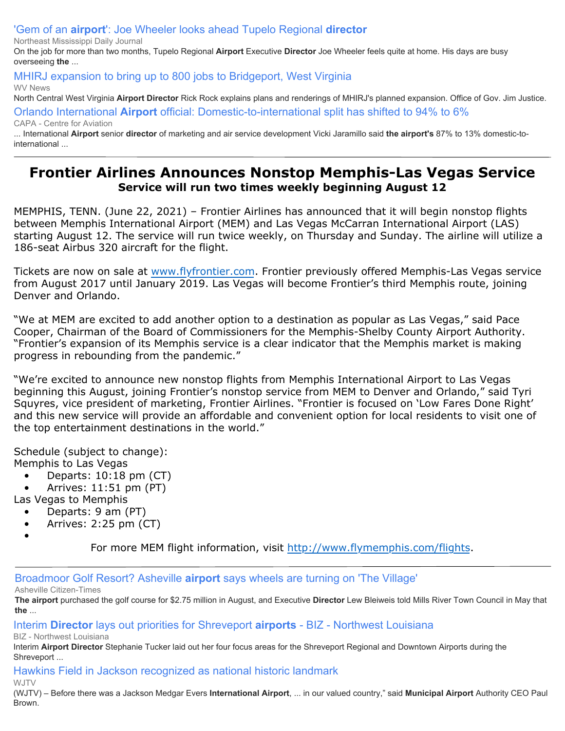['Gem of an airport': Joe Wheeler looks ahead Tupelo Regional director](#)

Northeast Mississippi Daily Journal

On the job for more than two months, Tupelo Regional **Airport** Executive **Director** Joe Wheeler feels quite at home. His days are busy overseeing **the** ...

[MHIRJ expansion to bring up to 800 jobs to Bridgeport, West Virginia](#)

WV News

North Central West Virginia **Airport Director** Rick Rock explains plans and renderings of MHIRJ's planned expansion. Office of Gov. Jim Justice.

[Orlando International Airport official: Domestic-to-international split has shifted to 94% to 6%](#)

CAPA - Centre for Aviation

... International **Airport** senior **director** of marketing and air service development Vicki Jaramillo said **the airport's** 87% to 13% domestic-to-international ...

---

# Frontier Airlines Announces Nonstop Memphis-Las Vegas Service

## Service will run two times weekly beginning August 12

MEMPHIS, TENN. (June 22, 2021) – Frontier Airlines has announced that it will begin nonstop flights between Memphis International Airport (MEM) and Las Vegas McCarran International Airport (LAS) starting August 12. The service will run twice weekly, on Thursday and Sunday. The airline will utilize a 186-seat Airbus 320 aircraft for the flight.

Tickets are now on sale at [www.flyfrontier.com](www.flyfrontier.com). Frontier previously offered Memphis-Las Vegas service from August 2017 until January 2019. Las Vegas will become Frontier's third Memphis route, joining Denver and Orlando.

"We at MEM are excited to add another option to a destination as popular as Las Vegas," said Pace Cooper, Chairman of the Board of Commissioners for the Memphis-Shelby County Airport Authority. "Frontier's expansion of its Memphis service is a clear indicator that the Memphis market is making progress in rebounding from the pandemic."

"We're excited to announce new nonstop flights from Memphis International Airport to Las Vegas beginning this August, joining Frontier's nonstop service from MEM to Denver and Orlando," said Tyri Squyres, vice president of marketing, Frontier Airlines. "Frontier is focused on 'Low Fares Done Right' and this new service will provide an affordable and convenient option for local residents to visit one of the top entertainment destinations in the world."

Schedule (subject to change):

Memphis to Las Vegas

- Departs: 10:18 pm (CT)
- Arrives: 11:51 pm (PT)

Las Vegas to Memphis

- Departs: 9 am (PT)
- Arrives: 2:25 pm (CT)

For more MEM flight information, visit [http://www.flymemphis.com/flights](http://www.flymemphis.com/flights).

---

[Broadmoor Golf Resort? Asheville airport says wheels are turning on 'The Village'](#)

Asheville Citizen-Times

**The airport** purchased the golf course for $2.75 million in August, and Executive **Director** Lew Bleiweis told Mills River Town Council in May that **the** ...

[Interim Director lays out priorities for Shreveport airports - BIZ - Northwest Louisiana](#)

BIZ - Northwest Louisiana

Interim **Airport Director** Stephanie Tucker laid out her four focus areas for the Shreveport Regional and Downtown Airports during the Shreveport ...

[Hawkins Field in Jackson recognized as national historic landmark](#)

WJTV

(WJTV) – Before there was a Jackson Medgar Evers **International Airport**, ... in our valued country," said **Municipal Airport** Authority CEO Paul Brown.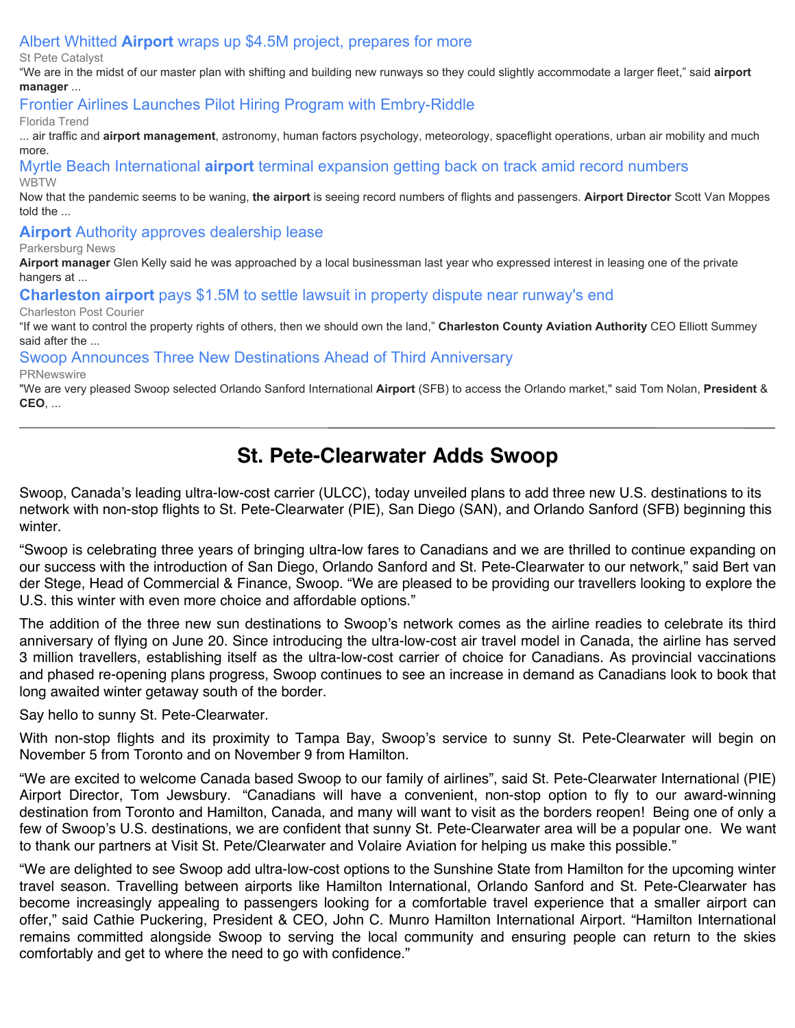[Albert Whitted **Airport** wraps up $4.5M project, prepares for more]

St Pete Catalyst

“We are in the midst of our master plan with shifting and building new runways so they could slightly accommodate a larger fleet,” said **airport manager** ...

[Frontier Airlines Launches Pilot Hiring Program with Embry-Riddle]

Florida Trend

... air traffic and **airport management**, astronomy, human factors psychology, meteorology, spaceflight operations, urban air mobility and much more.

[Myrtle Beach International **airport** terminal expansion getting back on track amid record numbers]

WBTW

Now that the pandemic seems to be waning, **the airport** is seeing record numbers of flights and passengers. **Airport Director** Scott Van Moppes told the ...

[**Airport** Authority approves dealership lease]

Parkersburg News

**Airport manager** Glen Kelly said he was approached by a local businessman last year who expressed interest in leasing one of the private hangers at ...

[**Charleston airport** pays $1.5M to settle lawsuit in property dispute near runway's end]

Charleston Post Courier

“If we want to control the property rights of others, then we should own the land,” **Charleston County Aviation Authority** CEO Elliott Summey said after the ...

[Swoop Announces Three New Destinations Ahead of Third Anniversary]

PRNewswire

"We are very pleased Swoop selected Orlando Sanford International **Airport** (SFB) to access the Orlando market," said Tom Nolan, **President** & **CEO**, ...

---

# St. Pete-Clearwater Adds Swoop

Swoop, Canada’s leading ultra-low-cost carrier (ULCC), today unveiled plans to add three new U.S. destinations to its network with non-stop flights to St. Pete-Clearwater (PIE), San Diego (SAN), and Orlando Sanford (SFB) beginning this winter.

“Swoop is celebrating three years of bringing ultra-low fares to Canadians and we are thrilled to continue expanding on our success with the introduction of San Diego, Orlando Sanford and St. Pete-Clearwater to our network,” said Bert van der Stege, Head of Commercial & Finance, Swoop. “We are pleased to be providing our travellers looking to explore the U.S. this winter with even more choice and affordable options.”

The addition of the three new sun destinations to Swoop’s network comes as the airline readies to celebrate its third anniversary of flying on June 20. Since introducing the ultra-low-cost air travel model in Canada, the airline has served 3 million travellers, establishing itself as the ultra-low-cost carrier of choice for Canadians. As provincial vaccinations and phased re-opening plans progress, Swoop continues to see an increase in demand as Canadians look to book that long awaited winter getaway south of the border.

Say hello to sunny St. Pete-Clearwater.

With non-stop flights and its proximity to Tampa Bay, Swoop’s service to sunny St. Pete-Clearwater will begin on November 5 from Toronto and on November 9 from Hamilton.

“We are excited to welcome Canada based Swoop to our family of airlines”, said St. Pete-Clearwater International (PIE) Airport Director, Tom Jewsbury. “Canadians will have a convenient, non-stop option to fly to our award-winning destination from Toronto and Hamilton, Canada, and many will want to visit as the borders reopen! Being one of only a few of Swoop’s U.S. destinations, we are confident that sunny St. Pete-Clearwater area will be a popular one. We want to thank our partners at Visit St. Pete/Clearwater and Volaire Aviation for helping us make this possible.”

“We are delighted to see Swoop add ultra-low-cost options to the Sunshine State from Hamilton for the upcoming winter travel season. Travelling between airports like Hamilton International, Orlando Sanford and St. Pete-Clearwater has become increasingly appealing to passengers looking for a comfortable travel experience that a smaller airport can offer,” said Cathie Puckering, President & CEO, John C. Munro Hamilton International Airport. “Hamilton International remains committed alongside Swoop to serving the local community and ensuring people can return to the skies comfortably and get to where the need to go with confidence.”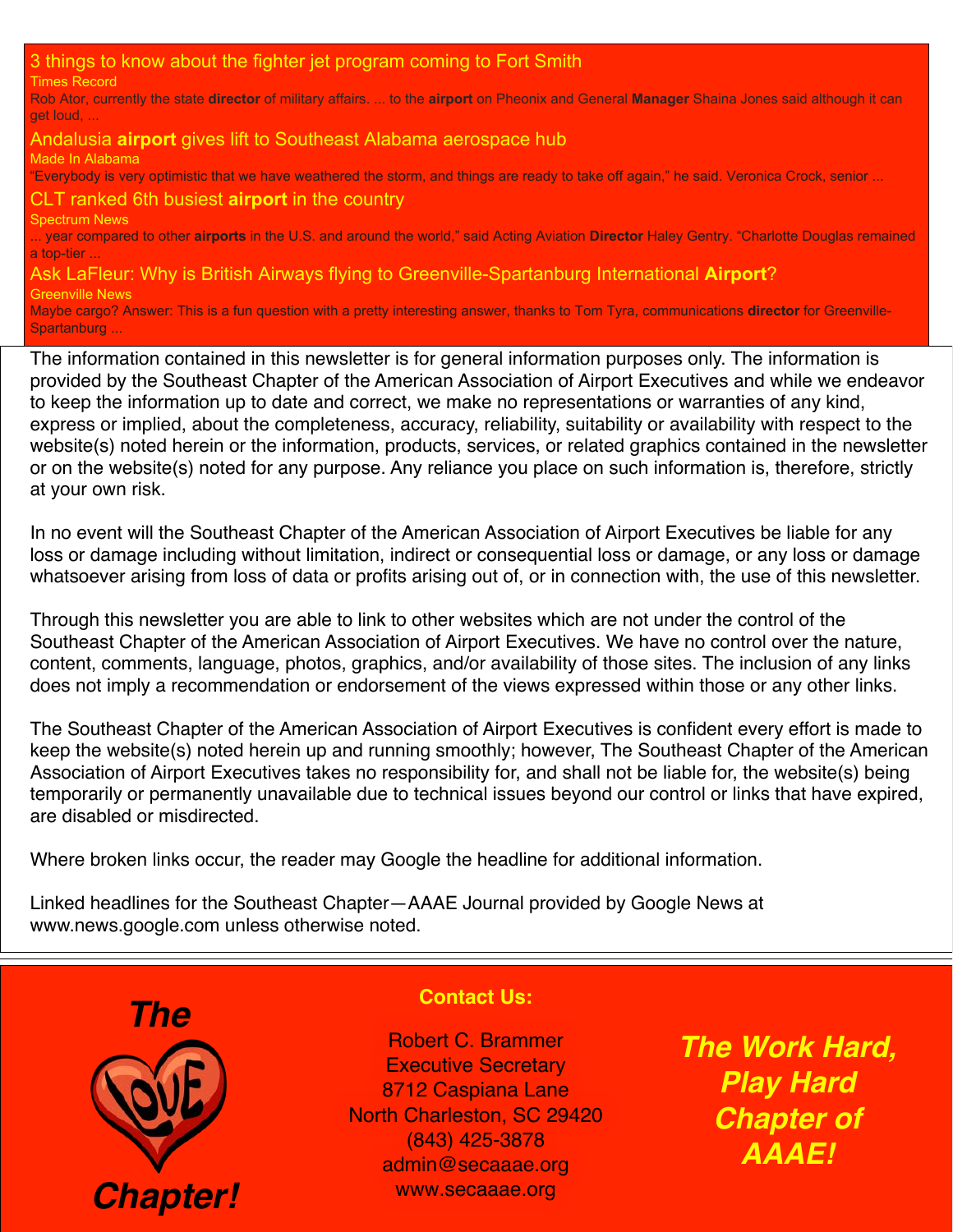### 3 things to know about the fighter jet program coming to Fort Smith

Times Record

Rob Ator, currently the state **director** of military affairs. ... to the **airport** on Pheonix and General **Manager** Shaina Jones said although it can get loud, ...

### Andalusia **airport** gives lift to Southeast Alabama aerospace hub

Made In Alabama

"Everybody is very optimistic that we have weathered the storm, and things are ready to take off again," he said. Veronica Crock, senior ...

### CLT ranked 6th busiest **airport** in the country

Spectrum News

... year compared to other **airports** in the U.S. and around the world," said Acting Aviation **Director** Haley Gentry. "Charlotte Douglas remained a top-tier ...

### Ask LaFleur: Why is British Airways flying to Greenville-Spartanburg International **Airport**?

Greenville News

Maybe cargo? Answer: This is a fun question with a pretty interesting answer, thanks to Tom Tyra, communications **director** for Greenville-Spartanburg ...

The information contained in this newsletter is for general information purposes only. The information is provided by the Southeast Chapter of the American Association of Airport Executives and while we endeavor to keep the information up to date and correct, we make no representations or warranties of any kind, express or implied, about the completeness, accuracy, reliability, suitability or availability with respect to the website(s) noted herein or the information, products, services, or related graphics contained in the newsletter or on the website(s) noted for any purpose. Any reliance you place on such information is, therefore, strictly at your own risk.

In no event will the Southeast Chapter of the American Association of Airport Executives be liable for any loss or damage including without limitation, indirect or consequential loss or damage, or any loss or damage whatsoever arising from loss of data or profits arising out of, or in connection with, the use of this newsletter.

Through this newsletter you are able to link to other websites which are not under the control of the Southeast Chapter of the American Association of Airport Executives. We have no control over the nature, content, comments, language, photos, graphics, and/or availability of those sites. The inclusion of any links does not imply a recommendation or endorsement of the views expressed within those or any other links.

The Southeast Chapter of the American Association of Airport Executives is confident every effort is made to keep the website(s) noted herein up and running smoothly; however, The Southeast Chapter of the American Association of Airport Executives takes no responsibility for, and shall not be liable for, the website(s) being temporarily or permanently unavailable due to technical issues beyond our control or links that have expired, are disabled or misdirected.

Where broken links occur, the reader may Google the headline for additional information.

Linked headlines for the Southeast Chapter—AAAE Journal provided by Google News at www.news.google.com unless otherwise noted.

***The LOVE Chapter!***

**Contact Us:**

Robert C. Brammer
Executive Secretary
8712 Caspiana Lane
North Charleston, SC 29420
(843) 425-3878
admin@secaaae.org
www.secaaae.org

***The Work Hard, Play Hard Chapter of AAAE!***